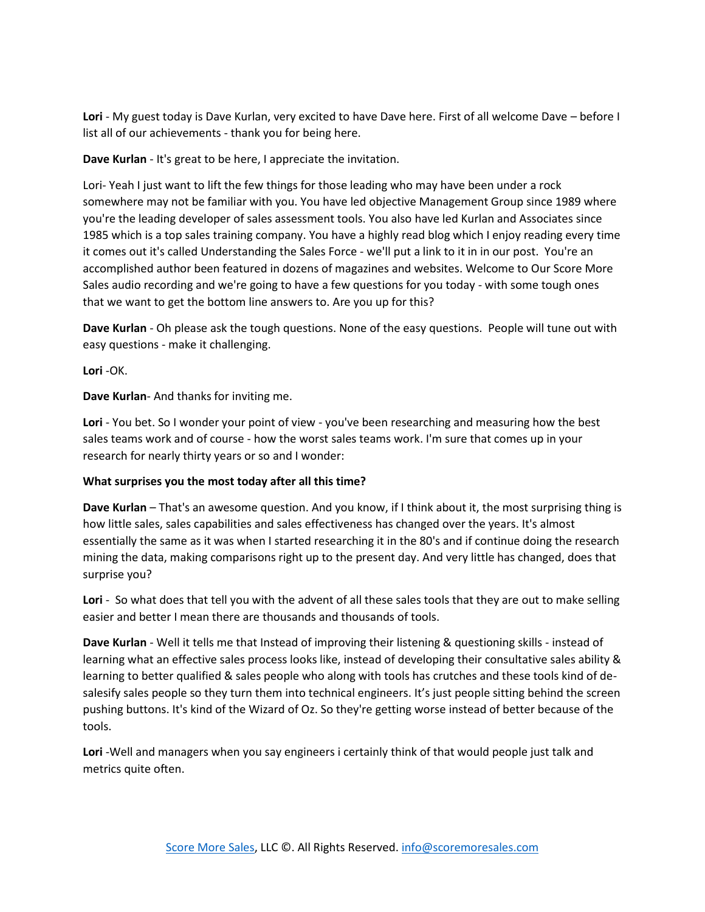**Lori** - My guest today is Dave Kurlan, very excited to have Dave here. First of all welcome Dave – before I list all of our achievements - thank you for being here.

**Dave Kurlan** - It's great to be here, I appreciate the invitation.

Lori- Yeah I just want to lift the few things for those leading who may have been under a rock somewhere may not be familiar with you. You have led objective Management Group since 1989 where you're the leading developer of sales assessment tools. You also have led Kurlan and Associates since 1985 which is a top sales training company. You have a highly read blog which I enjoy reading every time it comes out it's called Understanding the Sales Force - we'll put a link to it in in our post. You're an accomplished author been featured in dozens of magazines and websites. Welcome to Our Score More Sales audio recording and we're going to have a few questions for you today - with some tough ones that we want to get the bottom line answers to. Are you up for this?

**Dave Kurlan** - Oh please ask the tough questions. None of the easy questions. People will tune out with easy questions - make it challenging.

**Lori** -OK.

**Dave Kurlan**- And thanks for inviting me.

**Lori** - You bet. So I wonder your point of view - you've been researching and measuring how the best sales teams work and of course - how the worst sales teams work. I'm sure that comes up in your research for nearly thirty years or so and I wonder:

**What surprises you the most today after all this time?**

**Dave Kurlan** – That's an awesome question. And you know, if I think about it, the most surprising thing is how little sales, sales capabilities and sales effectiveness has changed over the years. It's almost essentially the same as it was when I started researching it in the 80's and if continue doing the research mining the data, making comparisons right up to the present day. And very little has changed, does that surprise you?

**Lori** - So what does that tell you with the advent of all these sales tools that they are out to make selling easier and better I mean there are thousands and thousands of tools.

**Dave Kurlan** - Well it tells me that Instead of improving their listening & questioning skills - instead of learning what an effective sales process looks like, instead of developing their consultative sales ability & learning to better qualified & sales people who along with tools has crutches and these tools kind of de-salesify sales people so they turn them into technical engineers. It's just people sitting behind the screen pushing buttons. It's kind of the Wizard of Oz. So they're getting worse instead of better because of the tools.

**Lori** -Well and managers when you say engineers i certainly think of that would people just talk and metrics quite often.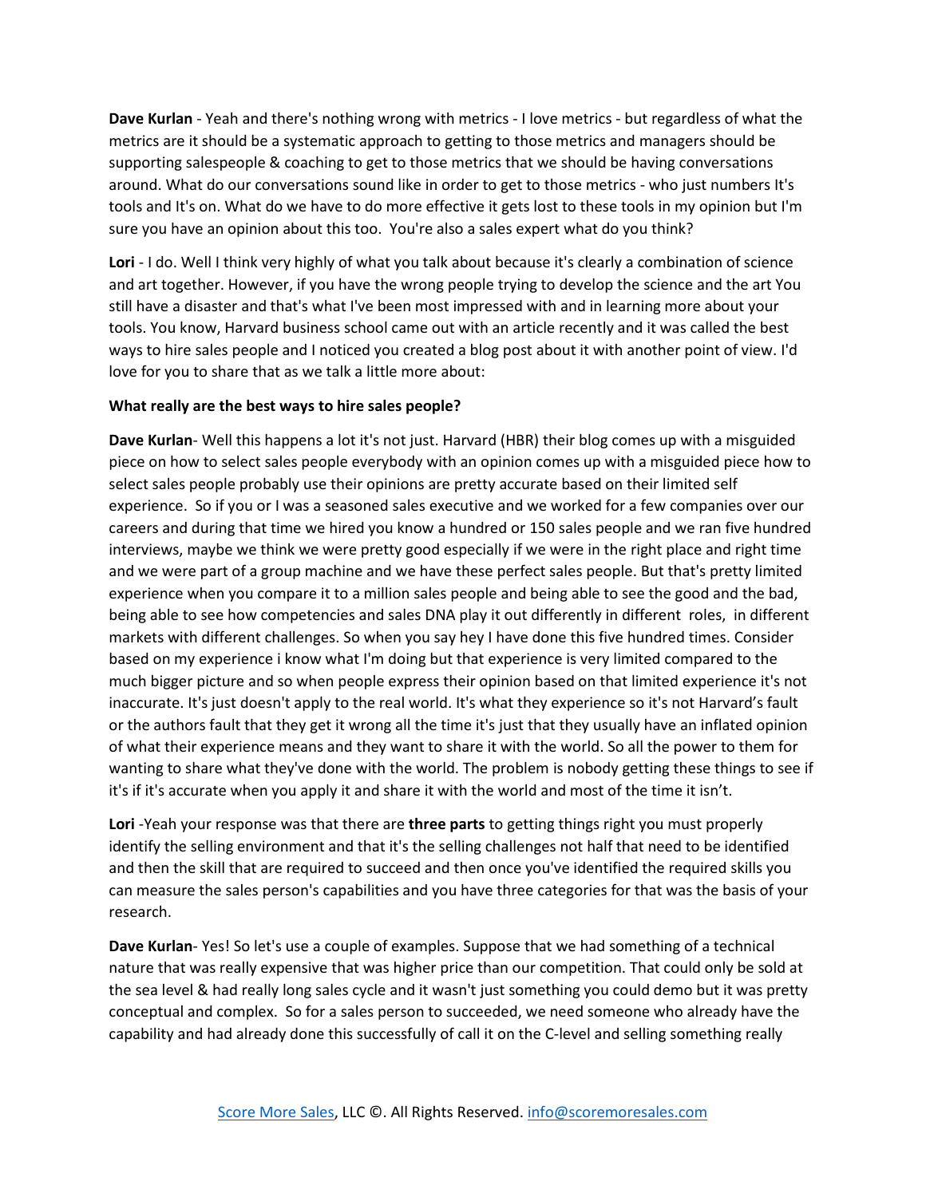**Dave Kurlan** - Yeah and there's nothing wrong with metrics - I love metrics - but regardless of what the metrics are it should be a systematic approach to getting to those metrics and managers should be supporting salespeople & coaching to get to those metrics that we should be having conversations around. What do our conversations sound like in order to get to those metrics - who just numbers It's tools and It's on. What do we have to do more effective it gets lost to these tools in my opinion but I'm sure you have an opinion about this too. You're also a sales expert what do you think?

**Lori** - I do. Well I think very highly of what you talk about because it's clearly a combination of science and art together. However, if you have the wrong people trying to develop the science and the art You still have a disaster and that's what I've been most impressed with and in learning more about your tools. You know, Harvard business school came out with an article recently and it was called the best ways to hire sales people and I noticed you created a blog post about it with another point of view. I'd love for you to share that as we talk a little more about:

**What really are the best ways to hire sales people?**

**Dave Kurlan**- Well this happens a lot it's not just. Harvard (HBR) their blog comes up with a misguided piece on how to select sales people everybody with an opinion comes up with a misguided piece how to select sales people probably use their opinions are pretty accurate based on their limited self experience. So if you or I was a seasoned sales executive and we worked for a few companies over our careers and during that time we hired you know a hundred or 150 sales people and we ran five hundred interviews, maybe we think we were pretty good especially if we were in the right place and right time and we were part of a group machine and we have these perfect sales people. But that's pretty limited experience when you compare it to a million sales people and being able to see the good and the bad, being able to see how competencies and sales DNA play it out differently in different roles, in different markets with different challenges. So when you say hey I have done this five hundred times. Consider based on my experience i know what I'm doing but that experience is very limited compared to the much bigger picture and so when people express their opinion based on that limited experience it's not inaccurate. It's just doesn't apply to the real world. It's what they experience so it's not Harvard's fault or the authors fault that they get it wrong all the time it's just that they usually have an inflated opinion of what their experience means and they want to share it with the world. So all the power to them for wanting to share what they've done with the world. The problem is nobody getting these things to see if it's if it's accurate when you apply it and share it with the world and most of the time it isn't.

**Lori** -Yeah your response was that there are **three parts** to getting things right you must properly identify the selling environment and that it's the selling challenges not half that need to be identified and then the skill that are required to succeed and then once you've identified the required skills you can measure the sales person's capabilities and you have three categories for that was the basis of your research.

**Dave Kurlan**- Yes! So let's use a couple of examples. Suppose that we had something of a technical nature that was really expensive that was higher price than our competition. That could only be sold at the sea level & had really long sales cycle and it wasn't just something you could demo but it was pretty conceptual and complex. So for a sales person to succeeded, we need someone who already have the capability and had already done this successfully of call it on the C-level and selling something really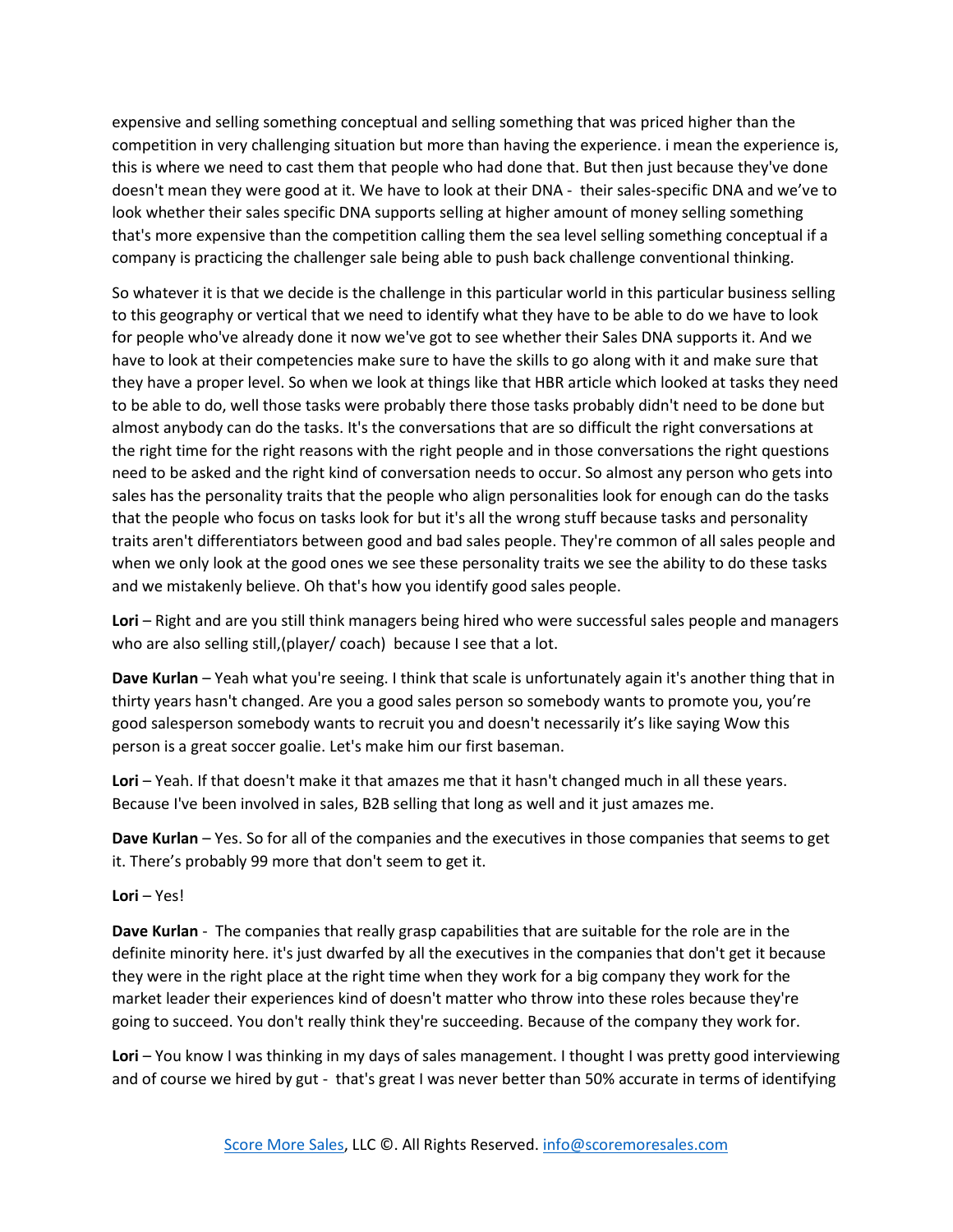expensive and selling something conceptual and selling something that was priced higher than the competition in very challenging situation but more than having the experience. i mean the experience is, this is where we need to cast them that people who had done that. But then just because they've done doesn't mean they were good at it. We have to look at their DNA - their sales-specific DNA and we've to look whether their sales specific DNA supports selling at higher amount of money selling something that's more expensive than the competition calling them the sea level selling something conceptual if a company is practicing the challenger sale being able to push back challenge conventional thinking.

So whatever it is that we decide is the challenge in this particular world in this particular business selling to this geography or vertical that we need to identify what they have to be able to do we have to look for people who've already done it now we've got to see whether their Sales DNA supports it. And we have to look at their competencies make sure to have the skills to go along with it and make sure that they have a proper level. So when we look at things like that HBR article which looked at tasks they need to be able to do, well those tasks were probably there those tasks probably didn't need to be done but almost anybody can do the tasks. It's the conversations that are so difficult the right conversations at the right time for the right reasons with the right people and in those conversations the right questions need to be asked and the right kind of conversation needs to occur. So almost any person who gets into sales has the personality traits that the people who align personalities look for enough can do the tasks that the people who focus on tasks look for but it's all the wrong stuff because tasks and personality traits aren't differentiators between good and bad sales people. They're common of all sales people and when we only look at the good ones we see these personality traits we see the ability to do these tasks and we mistakenly believe. Oh that's how you identify good sales people.

**Lori** – Right and are you still think managers being hired who were successful sales people and managers who are also selling still,(player/ coach) because I see that a lot.

**Dave Kurlan** – Yeah what you're seeing. I think that scale is unfortunately again it's another thing that in thirty years hasn't changed. Are you a good sales person so somebody wants to promote you, you're good salesperson somebody wants to recruit you and doesn't necessarily it's like saying Wow this person is a great soccer goalie. Let's make him our first baseman.

**Lori** – Yeah. If that doesn't make it that amazes me that it hasn't changed much in all these years. Because I've been involved in sales, B2B selling that long as well and it just amazes me.

**Dave Kurlan** – Yes. So for all of the companies and the executives in those companies that seems to get it. There's probably 99 more that don't seem to get it.

**Lori** – Yes!

**Dave Kurlan** - The companies that really grasp capabilities that are suitable for the role are in the definite minority here. it's just dwarfed by all the executives in the companies that don't get it because they were in the right place at the right time when they work for a big company they work for the market leader their experiences kind of doesn't matter who throw into these roles because they're going to succeed. You don't really think they're succeeding. Because of the company they work for.

**Lori** – You know I was thinking in my days of sales management. I thought I was pretty good interviewing and of course we hired by gut - that's great I was never better than 50% accurate in terms of identifying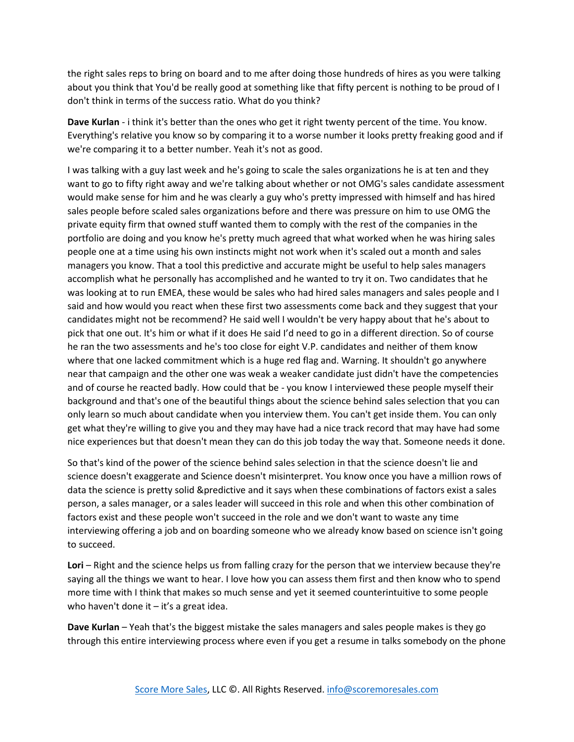the right sales reps to bring on board and to me after doing those hundreds of hires as you were talking about you think that You'd be really good at something like that fifty percent is nothing to be proud of I don't think in terms of the success ratio. What do you think?

**Dave Kurlan** - i think it's better than the ones who get it right twenty percent of the time. You know. Everything's relative you know so by comparing it to a worse number it looks pretty freaking good and if we're comparing it to a better number. Yeah it's not as good.

I was talking with a guy last week and he's going to scale the sales organizations he is at ten and they want to go to fifty right away and we're talking about whether or not OMG's sales candidate assessment would make sense for him and he was clearly a guy who's pretty impressed with himself and has hired sales people before scaled sales organizations before and there was pressure on him to use OMG the private equity firm that owned stuff wanted them to comply with the rest of the companies in the portfolio are doing and you know he's pretty much agreed that what worked when he was hiring sales people one at a time using his own instincts might not work when it's scaled out a month and sales managers you know. That a tool this predictive and accurate might be useful to help sales managers accomplish what he personally has accomplished and he wanted to try it on. Two candidates that he was looking at to run EMEA, these would be sales who had hired sales managers and sales people and I said and how would you react when these first two assessments come back and they suggest that your candidates might not be recommend? He said well I wouldn't be very happy about that he's about to pick that one out. It's him or what if it does He said I'd need to go in a different direction. So of course he ran the two assessments and he's too close for eight V.P. candidates and neither of them know where that one lacked commitment which is a huge red flag and. Warning. It shouldn't go anywhere near that campaign and the other one was weak a weaker candidate just didn't have the competencies and of course he reacted badly. How could that be - you know I interviewed these people myself their background and that's one of the beautiful things about the science behind sales selection that you can only learn so much about candidate when you interview them. You can't get inside them. You can only get what they're willing to give you and they may have had a nice track record that may have had some nice experiences but that doesn't mean they can do this job today the way that. Someone needs it done.

So that's kind of the power of the science behind sales selection in that the science doesn't lie and science doesn't exaggerate and Science doesn't misinterpret. You know once you have a million rows of data the science is pretty solid &predictive and it says when these combinations of factors exist a sales person, a sales manager, or a sales leader will succeed in this role and when this other combination of factors exist and these people won't succeed in the role and we don't want to waste any time interviewing offering a job and on boarding someone who we already know based on science isn't going to succeed.

**Lori** – Right and the science helps us from falling crazy for the person that we interview because they're saying all the things we want to hear. I love how you can assess them first and then know who to spend more time with I think that makes so much sense and yet it seemed counterintuitive to some people who haven't done it – it's a great idea.

**Dave Kurlan** – Yeah that's the biggest mistake the sales managers and sales people makes is they go through this entire interviewing process where even if you get a resume in talks somebody on the phone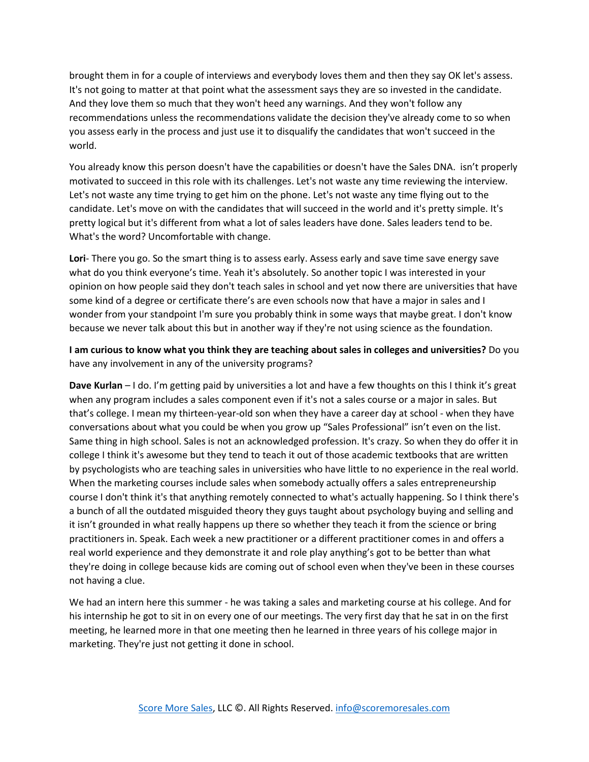brought them in for a couple of interviews and everybody loves them and then they say OK let's assess. It's not going to matter at that point what the assessment says they are so invested in the candidate. And they love them so much that they won't heed any warnings. And they won't follow any recommendations unless the recommendations validate the decision they've already come to so when you assess early in the process and just use it to disqualify the candidates that won't succeed in the world.

You already know this person doesn't have the capabilities or doesn't have the Sales DNA. isn't properly motivated to succeed in this role with its challenges. Let's not waste any time reviewing the interview. Let's not waste any time trying to get him on the phone. Let's not waste any time flying out to the candidate. Let's move on with the candidates that will succeed in the world and it's pretty simple. It's pretty logical but it's different from what a lot of sales leaders have done. Sales leaders tend to be. What's the word? Uncomfortable with change.

**Lori**- There you go. So the smart thing is to assess early. Assess early and save time save energy save what do you think everyone's time. Yeah it's absolutely. So another topic I was interested in your opinion on how people said they don't teach sales in school and yet now there are universities that have some kind of a degree or certificate there's are even schools now that have a major in sales and I wonder from your standpoint I'm sure you probably think in some ways that maybe great. I don't know because we never talk about this but in another way if they're not using science as the foundation.

**I am curious to know what you think they are teaching about sales in colleges and universities?** Do you have any involvement in any of the university programs?

**Dave Kurlan** – I do. I'm getting paid by universities a lot and have a few thoughts on this I think it's great when any program includes a sales component even if it's not a sales course or a major in sales. But that's college. I mean my thirteen-year-old son when they have a career day at school - when they have conversations about what you could be when you grow up "Sales Professional" isn't even on the list. Same thing in high school. Sales is not an acknowledged profession. It's crazy. So when they do offer it in college I think it's awesome but they tend to teach it out of those academic textbooks that are written by psychologists who are teaching sales in universities who have little to no experience in the real world. When the marketing courses include sales when somebody actually offers a sales entrepreneurship course I don't think it's that anything remotely connected to what's actually happening. So I think there's a bunch of all the outdated misguided theory they guys taught about psychology buying and selling and it isn't grounded in what really happens up there so whether they teach it from the science or bring practitioners in. Speak. Each week a new practitioner or a different practitioner comes in and offers a real world experience and they demonstrate it and role play anything's got to be better than what they're doing in college because kids are coming out of school even when they've been in these courses not having a clue.

We had an intern here this summer - he was taking a sales and marketing course at his college. And for his internship he got to sit in on every one of our meetings. The very first day that he sat in on the first meeting, he learned more in that one meeting then he learned in three years of his college major in marketing. They're just not getting it done in school.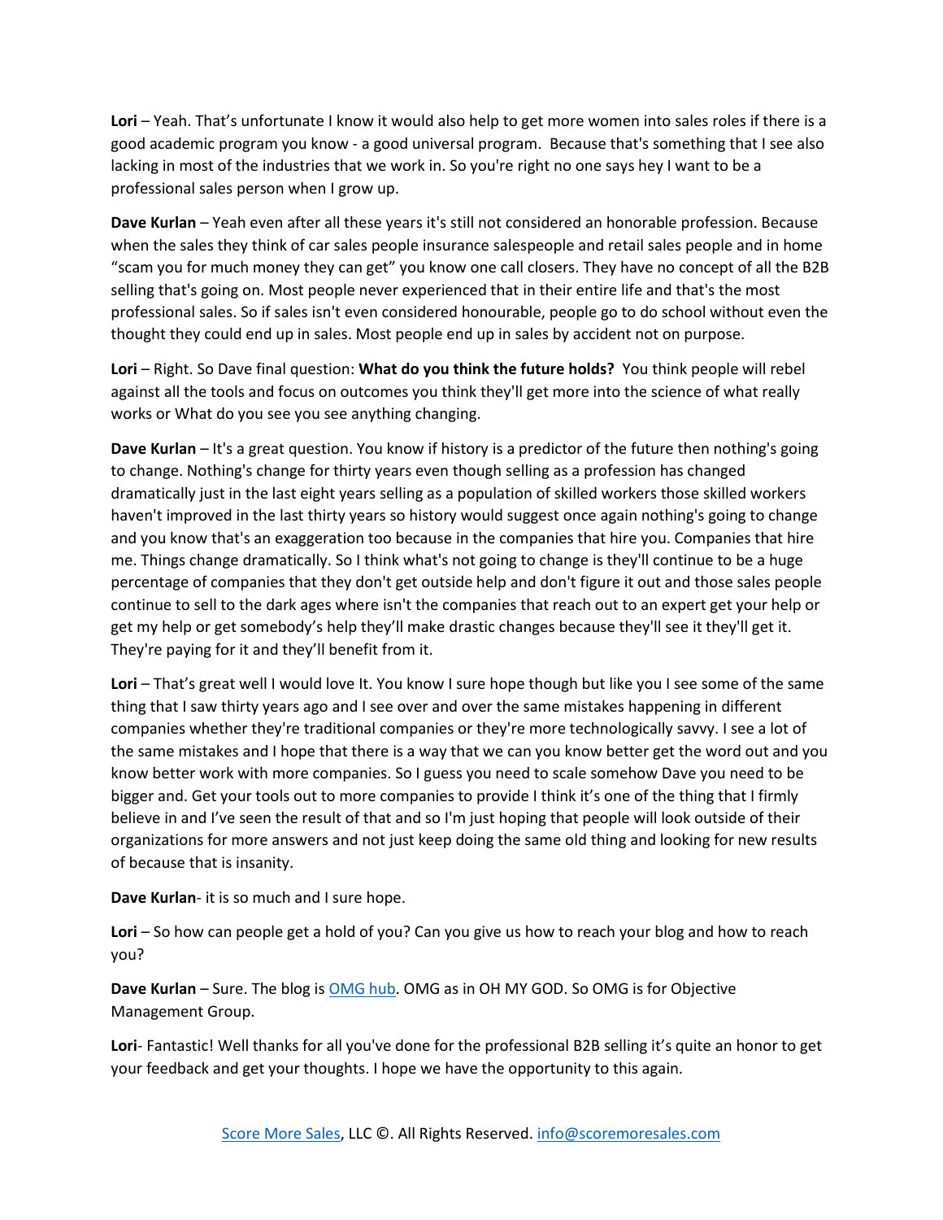**Lori** – Yeah. That's unfortunate I know it would also help to get more women into sales roles if there is a good academic program you know - a good universal program.  Because that's something that I see also lacking in most of the industries that we work in. So you're right no one says hey I want to be a professional sales person when I grow up.

**Dave Kurlan** – Yeah even after all these years it's still not considered an honorable profession. Because when the sales they think of car sales people insurance salespeople and retail sales people and in home "scam you for much money they can get" you know one call closers. They have no concept of all the B2B selling that's going on. Most people never experienced that in their entire life and that's the most professional sales. So if sales isn't even considered honourable, people go to do school without even the thought they could end up in sales. Most people end up in sales by accident not on purpose.

**Lori** – Right. So Dave final question: **What do you think the future holds?**  You think people will rebel against all the tools and focus on outcomes you think they'll get more into the science of what really works or What do you see you see anything changing.

**Dave Kurlan** – It's a great question. You know if history is a predictor of the future then nothing's going to change. Nothing's change for thirty years even though selling as a profession has changed dramatically just in the last eight years selling as a population of skilled workers those skilled workers haven't improved in the last thirty years so history would suggest once again nothing's going to change and you know that's an exaggeration too because in the companies that hire you. Companies that hire me. Things change dramatically. So I think what's not going to change is they'll continue to be a huge percentage of companies that they don't get outside help and don't figure it out and those sales people continue to sell to the dark ages where isn't the companies that reach out to an expert get your help or get my help or get somebody's help they'll make drastic changes because they'll see it they'll get it. They're paying for it and they'll benefit from it.

**Lori** – That's great well I would love It. You know I sure hope though but like you I see some of the same thing that I saw thirty years ago and I see over and over the same mistakes happening in different companies whether they're traditional companies or they're more technologically savvy. I see a lot of the same mistakes and I hope that there is a way that we can you know better get the word out and you know better work with more companies. So I guess you need to scale somehow Dave you need to be bigger and. Get your tools out to more companies to provide I think it's one of the thing that I firmly believe in and I've seen the result of that and so I'm just hoping that people will look outside of their organizations for more answers and not just keep doing the same old thing and looking for new results of because that is insanity.

**Dave Kurlan**- it is so much and I sure hope.

**Lori** – So how can people get a hold of you? Can you give us how to reach your blog and how to reach you?

**Dave Kurlan** – Sure. The blog is OMG hub. OMG as in OH MY GOD. So OMG is for Objective Management Group.

**Lori**- Fantastic! Well thanks for all you've done for the professional B2B selling it's quite an honor to get your feedback and get your thoughts. I hope we have the opportunity to this again.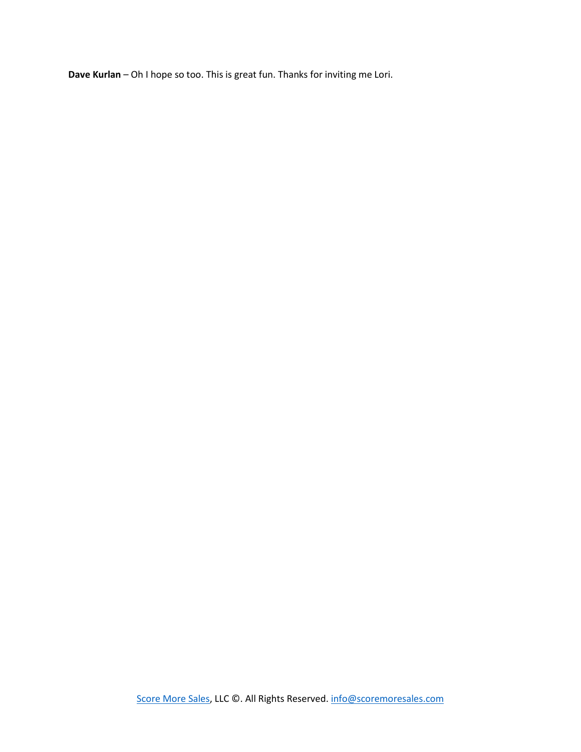**Dave Kurlan** – Oh I hope so too. This is great fun. Thanks for inviting me Lori.